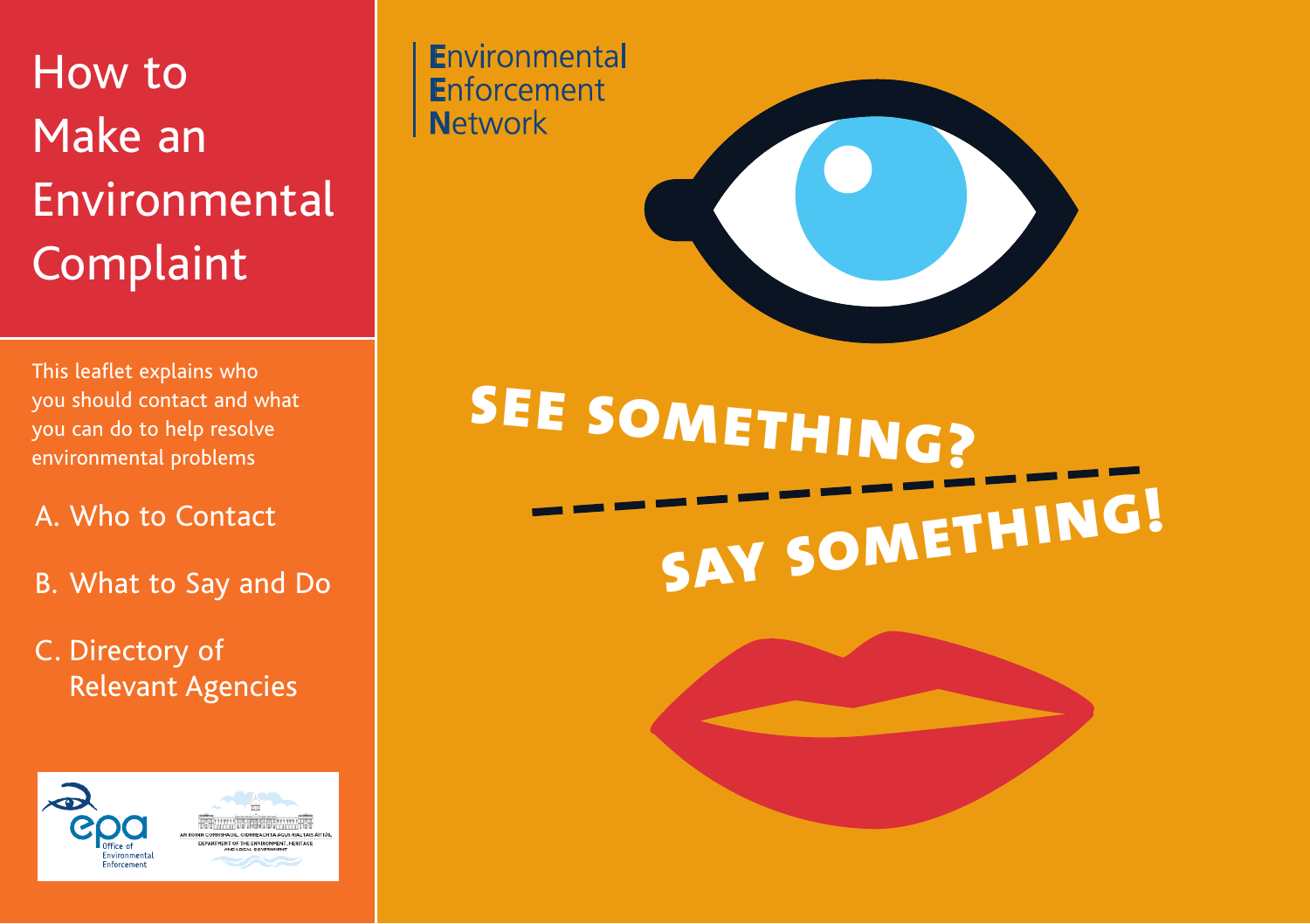# How to Make an Environmental Complaint

This leaflet explains who you should contact and what you can do to help resolve environmental problems

A. Who to Contact

B. What to Say and Do

C. Directory of Relevant Agencies

epa Office of Environmental Enforcement

AN ROINN COMHSHAOIL, OIDHREACHTA AGUS RIALTAIS ÁITIÚIL
DEPARTMENT OF THE ENVIRONMENT, HERITAGE AND LOCAL GOVERNMENT

**E**nvironmental
**E**nforcement
**N**etwork

## SEE SOMETHING?

## SAY SOMETHING!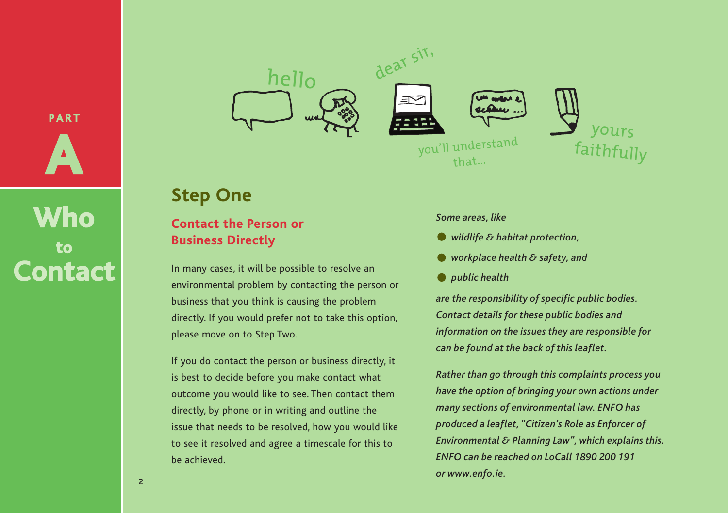PART

# A

# Who to Contact

## Step One

### Contact the Person or Business Directly

In many cases, it will be possible to resolve an environmental problem by contacting the person or business that you think is causing the problem directly. If you would prefer not to take this option, please move on to Step Two.

If you do contact the person or business directly, it is best to decide before you make contact what outcome you would like to see. Then contact them directly, by phone or in writing and outline the issue that needs to be resolved, how you would like to see it resolved and agree a timescale for this to be achieved.

*Some areas, like*

- *wildlife & habitat protection,*
- *workplace health & safety, and*
- *public health*

*are the responsibility of specific public bodies. Contact details for these public bodies and information on the issues they are responsible for can be found at the back of this leaflet.*

*Rather than go through this complaints process you have the option of bringing your own actions under many sections of environmental law. ENFO has produced a leaflet, "Citizen's Role as Enforcer of Environmental & Planning Law", which explains this. ENFO can be reached on LoCall 1890 200 191 or www.enfo.ie.*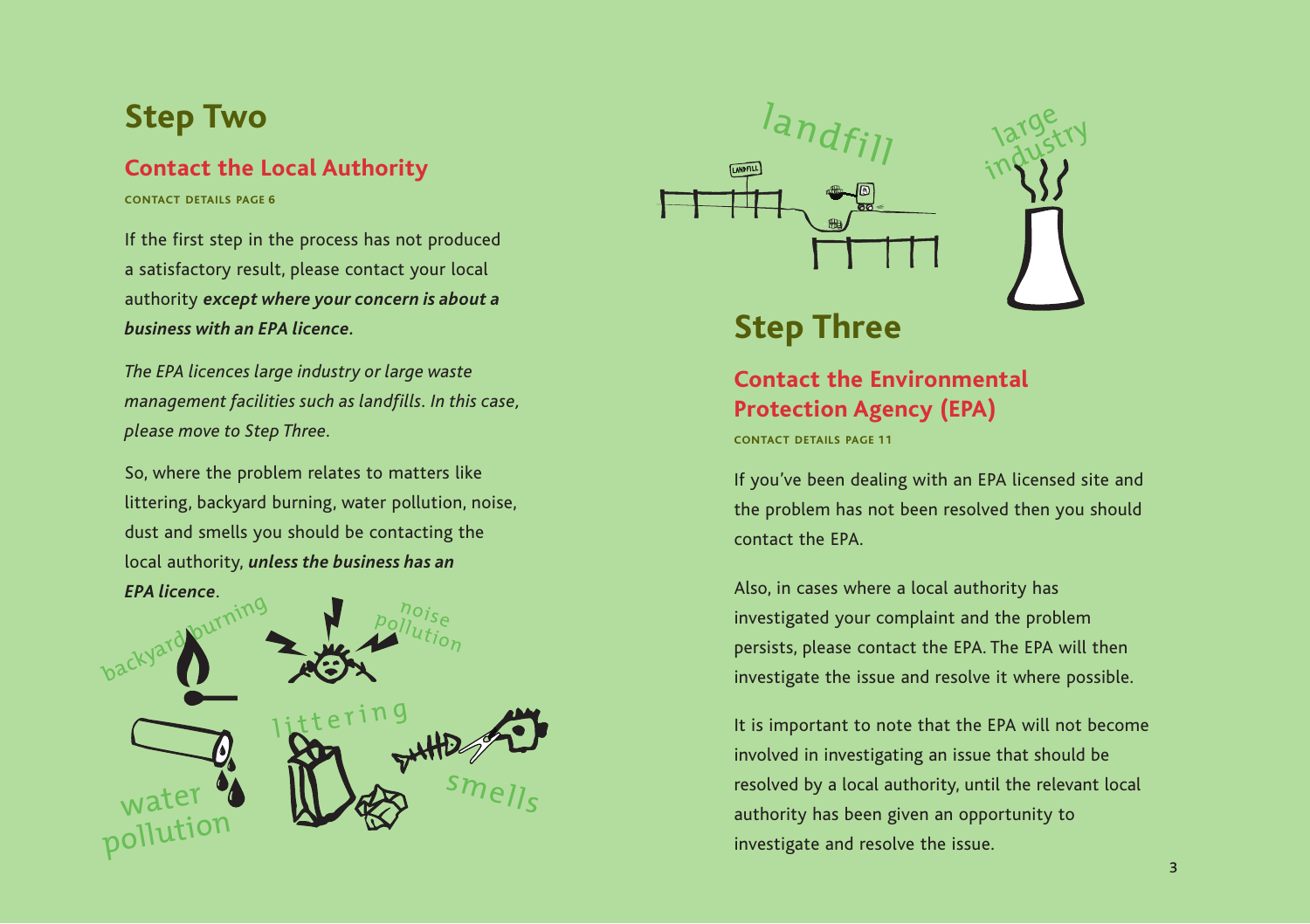## Step Two

### Contact the Local Authority

CONTACT DETAILS PAGE 6

If the first step in the process has not produced a satisfactory result, please contact your local authority ***except where your concern is about a business with an EPA licence***.

*The EPA licences large industry or large waste management facilities such as landfills. In this case, please move to Step Three.*

So, where the problem relates to matters like littering, backyard burning, water pollution, noise, dust and smells you should be contacting the local authority, ***unless the business has an EPA licence***.

## Step Three

### Contact the Environmental Protection Agency (EPA)

CONTACT DETAILS PAGE 11

If you've been dealing with an EPA licensed site and the problem has not been resolved then you should contact the EPA.

Also, in cases where a local authority has investigated your complaint and the problem persists, please contact the EPA. The EPA will then investigate the issue and resolve it where possible.

It is important to note that the EPA will not become involved in investigating an issue that should be resolved by a local authority, until the relevant local authority has been given an opportunity to investigate and resolve the issue.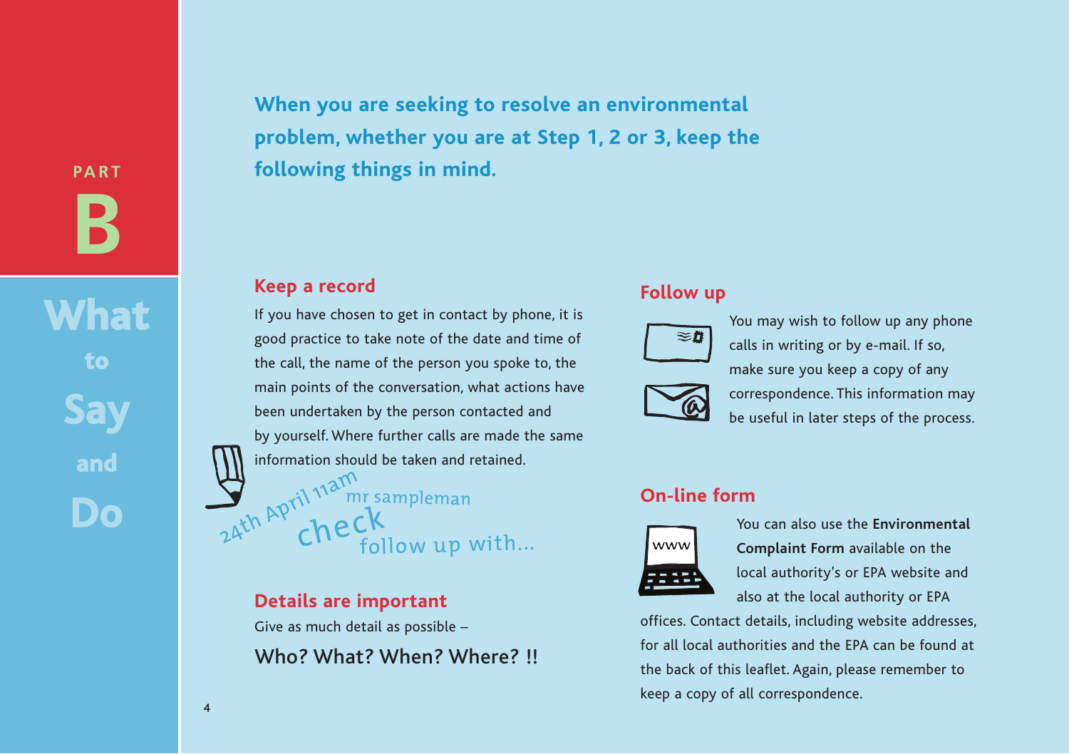PART B

# What to Say and Do

**When you are seeking to resolve an environmental problem, whether you are at Step 1, 2 or 3, keep the following things in mind.**

## Keep a record

If you have chosen to get in contact by phone, it is good practice to take note of the date and time of the call, the name of the person you spoke to, the main points of the conversation, what actions have been undertaken by the person contacted and by yourself. Where further calls are made the same information should be taken and retained.

24th April 11am
mr sampleman
check
follow up with...

## Details are important

Give as much detail as possible –

Who? What? When? Where? !!

## Follow up

You may wish to follow up any phone calls in writing or by e-mail. If so, make sure you keep a copy of any correspondence. This information may be useful in later steps of the process.

## On-line form

You can also use the **Environmental Complaint Form** available on the local authority's or EPA website and also at the local authority or EPA offices. Contact details, including website addresses, for all local authorities and the EPA can be found at the back of this leaflet. Again, please remember to keep a copy of all correspondence.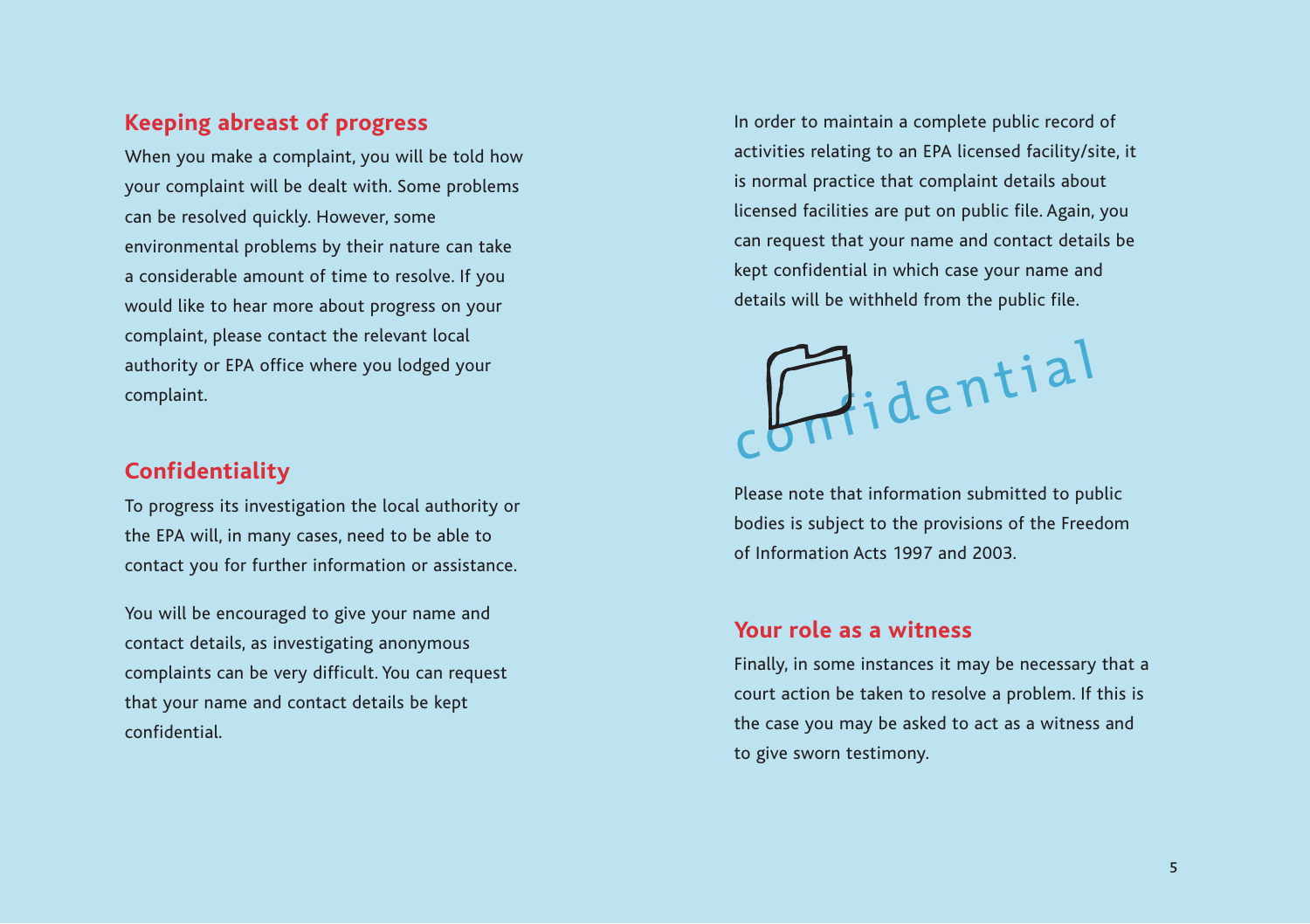## Keeping abreast of progress

When you make a complaint, you will be told how your complaint will be dealt with. Some problems can be resolved quickly. However, some environmental problems by their nature can take a considerable amount of time to resolve. If you would like to hear more about progress on your complaint, please contact the relevant local authority or EPA office where you lodged your complaint.

## Confidentiality

To progress its investigation the local authority or the EPA will, in many cases, need to be able to contact you for further information or assistance.

You will be encouraged to give your name and contact details, as investigating anonymous complaints can be very difficult. You can request that your name and contact details be kept confidential.

In order to maintain a complete public record of activities relating to an EPA licensed facility/site, it is normal practice that complaint details about licensed facilities are put on public file. Again, you can request that your name and contact details be kept confidential in which case your name and details will be withheld from the public file.

confidential

Please note that information submitted to public bodies is subject to the provisions of the Freedom of Information Acts 1997 and 2003.

## Your role as a witness

Finally, in some instances it may be necessary that a court action be taken to resolve a problem. If this is the case you may be asked to act as a witness and to give sworn testimony.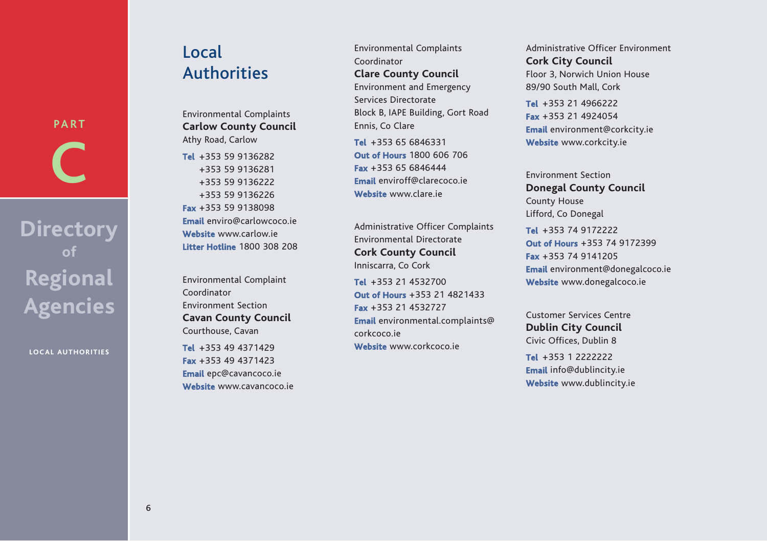# Local Authorities

Environmental Complaints
**Carlow County Council**
Athy Road, Carlow

**Tel** +353 59 9136282
+353 59 9136281
+353 59 9136222
+353 59 9136226
**Fax** +353 59 9138098
**Email** enviro@carlowcoco.ie
**Website** www.carlow.ie
**Litter Hotline** 1800 308 208

Environmental Complaint Coordinator
Environment Section
**Cavan County Council**
Courthouse, Cavan

**Tel** +353 49 4371429
**Fax** +353 49 4371423
**Email** epc@cavancoco.ie
**Website** www.cavancoco.ie

Environmental Complaints Coordinator
**Clare County Council**
Environment and Emergency Services Directorate
Block B, IAPE Building, Gort Road
Ennis, Co Clare

**Tel** +353 65 6846331
**Out of Hours** 1800 606 706
**Fax** +353 65 6846444
**Email** enviroff@clarecoco.ie
**Website** www.clare.ie

Administrative Officer Complaints
Environmental Directorate
**Cork County Council**
Inniscarra, Co Cork

**Tel** +353 21 4532700
**Out of Hours** +353 21 4821433
**Fax** +353 21 4532727
**Email** environmental.complaints@corkcoco.ie
**Website** www.corkcoco.ie

Administrative Officer Environment
**Cork City Council**
Floor 3, Norwich Union House
89/90 South Mall, Cork

**Tel** +353 21 4966222
**Fax** +353 21 4924054
**Email** environment@corkcity.ie
**Website** www.corkcity.ie

Environment Section
**Donegal County Council**
County House
Lifford, Co Donegal

**Tel** +353 74 9172222
**Out of Hours** +353 74 9172399
**Fax** +353 74 9141205
**Email** environment@donegalcoco.ie
**Website** www.donegalcoco.ie

Customer Services Centre
**Dublin City Council**
Civic Offices, Dublin 8

**Tel** +353 1 2222222
**Email** info@dublincity.ie
**Website** www.dublincity.ie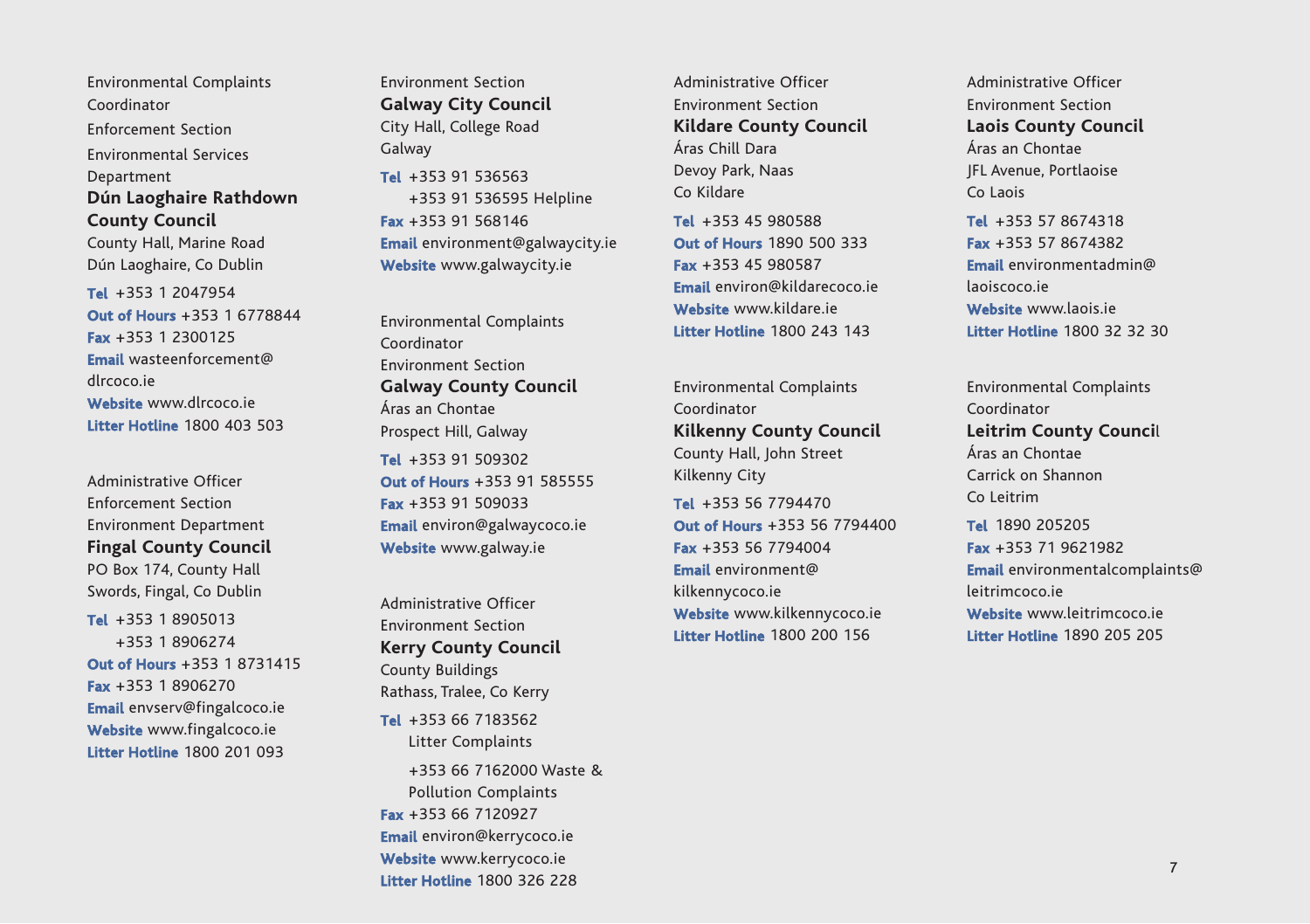Environmental Complaints Coordinator
Enforcement Section
Environmental Services Department
**Dún Laoghaire Rathdown County Council**
County Hall, Marine Road
Dún Laoghaire, Co Dublin

**Tel** +353 1 2047954
**Out of Hours** +353 1 6778844
**Fax** +353 1 2300125
**Email** wasteenforcement@dlrcoco.ie
**Website** www.dlrcoco.ie
**Litter Hotline** 1800 403 503

Administrative Officer
Enforcement Section
Environment Department
**Fingal County Council**
PO Box 174, County Hall
Swords, Fingal, Co Dublin

**Tel** +353 1 8905013
+353 1 8906274
**Out of Hours** +353 1 8731415
**Fax** +353 1 8906270
**Email** envserv@fingalcoco.ie
**Website** www.fingalcoco.ie
**Litter Hotline** 1800 201 093

Environment Section
**Galway City Council**
City Hall, College Road
Galway

**Tel** +353 91 536563
+353 91 536595 Helpline
**Fax** +353 91 568146
**Email** environment@galwaycity.ie
**Website** www.galwaycity.ie

Environmental Complaints Coordinator
Environment Section
**Galway County Council**
Áras an Chontae
Prospect Hill, Galway

**Tel** +353 91 509302
**Out of Hours** +353 91 585555
**Fax** +353 91 509033
**Email** environ@galwaycoco.ie
**Website** www.galway.ie

Administrative Officer
Environment Section
**Kerry County Council**
County Buildings
Rathass, Tralee, Co Kerry

**Tel** +353 66 7183562
Litter Complaints
+353 66 7162000 Waste & Pollution Complaints
**Fax** +353 66 7120927
**Email** environ@kerrycoco.ie
**Website** www.kerrycoco.ie
**Litter Hotline** 1800 326 228

Administrative Officer
Environment Section
**Kildare County Council**
Áras Chill Dara
Devoy Park, Naas
Co Kildare

**Tel** +353 45 980588
**Out of Hours** 1890 500 333
**Fax** +353 45 980587
**Email** environ@kildarecoco.ie
**Website** www.kildare.ie
**Litter Hotline** 1800 243 143

Environmental Complaints Coordinator
**Kilkenny County Council**
County Hall, John Street
Kilkenny City

**Tel** +353 56 7794470
**Out of Hours** +353 56 7794400
**Fax** +353 56 7794004
**Email** environment@kilkennycoco.ie
**Website** www.kilkennycoco.ie
**Litter Hotline** 1800 200 156

Administrative Officer
Environment Section
**Laois County Council**
Áras an Chontae
JFL Avenue, Portlaoise
Co Laois

**Tel** +353 57 8674318
**Fax** +353 57 8674382
**Email** environmentadmin@laoiscoco.ie
**Website** www.laois.ie
**Litter Hotline** 1800 32 32 30

Environmental Complaints Coordinator
**Leitrim County Council**
Áras an Chontae
Carrick on Shannon
Co Leitrim

**Tel** 1890 205205
**Fax** +353 71 9621982
**Email** environmentalcomplaints@leitrimcoco.ie
**Website** www.leitrimcoco.ie
**Litter Hotline** 1890 205 205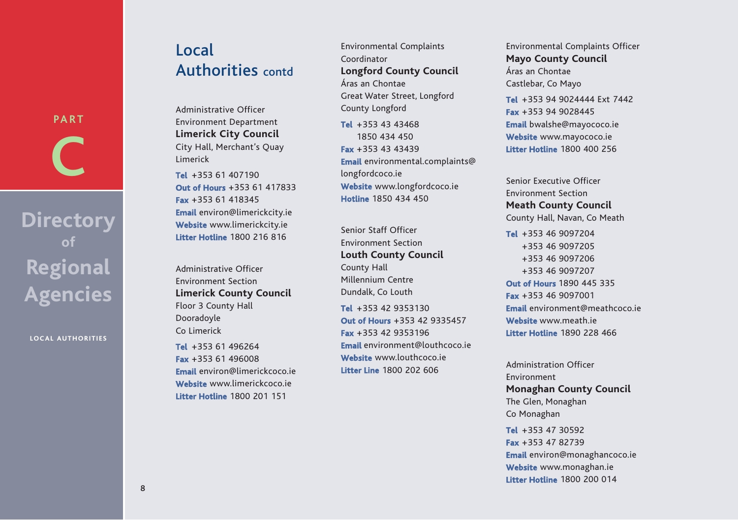## Local Authorities contd

Administrative Officer
Environment Department
**Limerick City Council**
City Hall, Merchant's Quay
Limerick

**Tel** +353 61 407190
**Out of Hours** +353 61 417833
**Fax** +353 61 418345
**Email** environ@limerickcity.ie
**Website** www.limerickcity.ie
**Litter Hotline** 1800 216 816

Administrative Officer
Environment Section
**Limerick County Council**
Floor 3 County Hall
Dooradoyle
Co Limerick

**Tel** +353 61 496264
**Fax** +353 61 496008
**Email** environ@limerickcoco.ie
**Website** www.limerickcoco.ie
**Litter Hotline** 1800 201 151

Environmental Complaints Coordinator
**Longford County Council**
Áras an Chontae
Great Water Street, Longford
County Longford

**Tel** +353 43 43468
1850 434 450
**Fax** +353 43 43439
**Email** environmental.complaints@longfordcoco.ie
**Website** www.longfordcoco.ie
**Hotline** 1850 434 450

Senior Staff Officer
Environment Section
**Louth County Council**
County Hall
Millennium Centre
Dundalk, Co Louth

**Tel** +353 42 9353130
**Out of Hours** +353 42 9335457
**Fax** +353 42 9353196
**Email** environment@louthcoco.ie
**Website** www.louthcoco.ie
**Litter Line** 1800 202 606

Environmental Complaints Officer
**Mayo County Council**
Áras an Chontae
Castlebar, Co Mayo

**Tel** +353 94 9024444 Ext 7442
**Fax** +353 94 9028445
**Email** bwalshe@mayococo.ie
**Website** www.mayococo.ie
**Litter Hotline** 1800 400 256

Senior Executive Officer
Environment Section
**Meath County Council**
County Hall, Navan, Co Meath

**Tel** +353 46 9097204
+353 46 9097205
+353 46 9097206
+353 46 9097207
**Out of Hours** 1890 445 335
**Fax** +353 46 9097001
**Email** environment@meathcoco.ie
**Website** www.meath.ie
**Litter Hotline** 1890 228 466

Administration Officer
Environment
**Monaghan County Council**
The Glen, Monaghan
Co Monaghan

**Tel** +353 47 30592
**Fax** +353 47 82739
**Email** environ@monaghancoco.ie
**Website** www.monaghan.ie
**Litter Hotline** 1800 200 014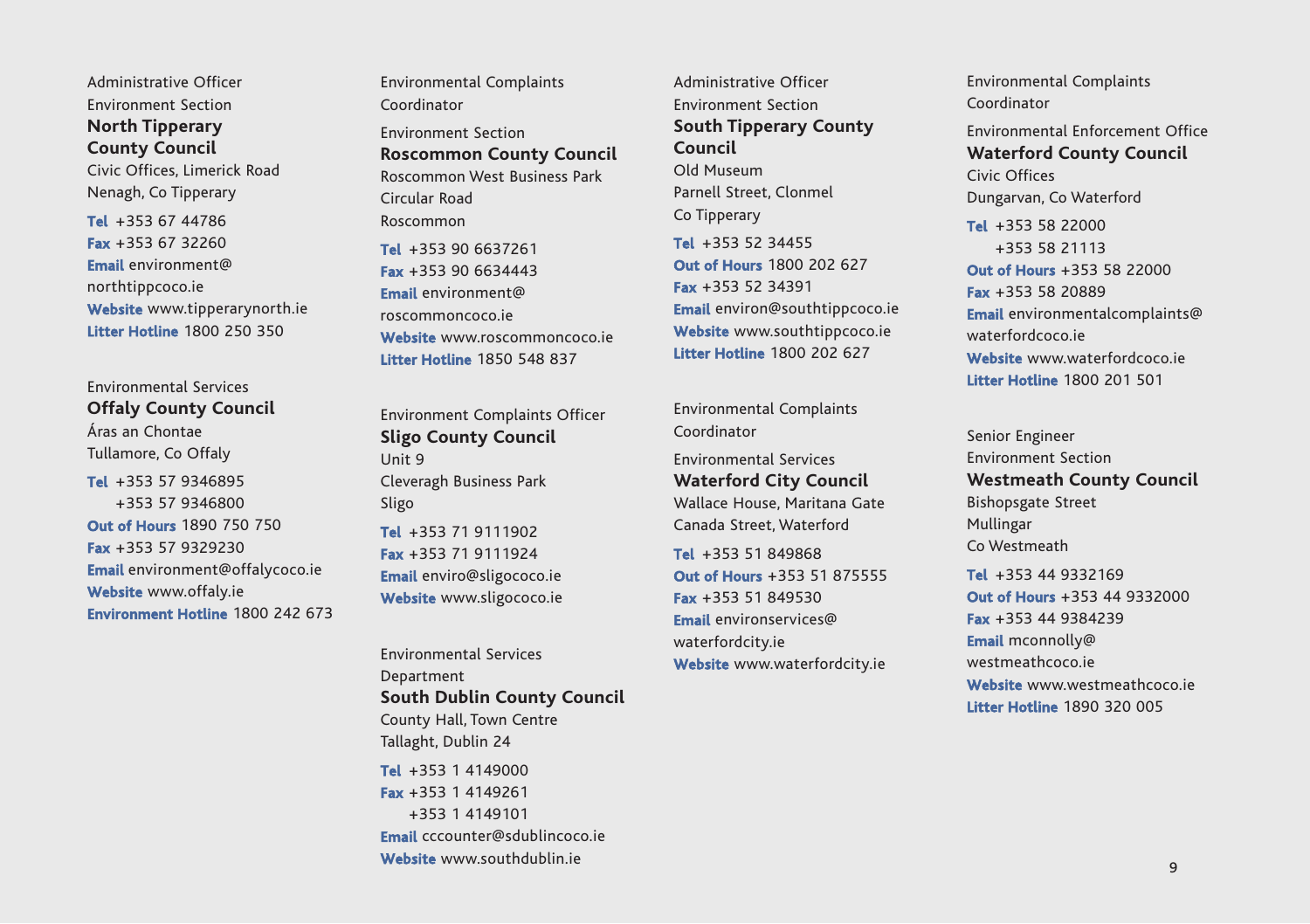Administrative Officer
Environment Section
**North Tipperary County Council**
Civic Offices, Limerick Road
Nenagh, Co Tipperary

**Tel** +353 67 44786
**Fax** +353 67 32260
**Email** environment@northtippcoco.ie
**Website** www.tipperarynorth.ie
**Litter Hotline** 1800 250 350

Environmental Services
**Offaly County Council**
Áras an Chontae
Tullamore, Co Offaly

**Tel** +353 57 9346895
+353 57 9346800
**Out of Hours** 1890 750 750
**Fax** +353 57 9329230
**Email** environment@offalycoco.ie
**Website** www.offaly.ie
**Environment Hotline** 1800 242 673

Environmental Complaints Coordinator

Environment Section
**Roscommon County Council**
Roscommon West Business Park
Circular Road
Roscommon

**Tel** +353 90 6637261
**Fax** +353 90 6634443
**Email** environment@roscommoncoco.ie
**Website** www.roscommoncoco.ie
**Litter Hotline** 1850 548 837

Environment Complaints Officer
**Sligo County Council**
Unit 9
Cleveragh Business Park
Sligo

**Tel** +353 71 9111902
**Fax** +353 71 9111924
**Email** enviro@sligococo.ie
**Website** www.sligococo.ie

Environmental Services Department
**South Dublin County Council**
County Hall, Town Centre
Tallaght, Dublin 24

**Tel** +353 1 4149000
**Fax** +353 1 4149261
+353 1 4149101
**Email** cccounter@sdublincoco.ie
**Website** www.southdublin.ie

Administrative Officer
Environment Section
**South Tipperary County Council**
Old Museum
Parnell Street, Clonmel
Co Tipperary

**Tel** +353 52 34455
**Out of Hours** 1800 202 627
**Fax** +353 52 34391
**Email** environ@southtippcoco.ie
**Website** www.southtippcoco.ie
**Litter Hotline** 1800 202 627

Environmental Complaints Coordinator

Environmental Services
**Waterford City Council**
Wallace House, Maritana Gate
Canada Street, Waterford

**Tel** +353 51 849868
**Out of Hours** +353 51 875555
**Fax** +353 51 849530
**Email** environservices@waterfordcity.ie
**Website** www.waterfordcity.ie

Environmental Complaints Coordinator

Environmental Enforcement Office
**Waterford County Council**
Civic Offices
Dungarvan, Co Waterford

**Tel** +353 58 22000
+353 58 21113
**Out of Hours** +353 58 22000
**Fax** +353 58 20889
**Email** environmentalcomplaints@waterfordcoco.ie
**Website** www.waterfordcoco.ie
**Litter Hotline** 1800 201 501

Senior Engineer
Environment Section
**Westmeath County Council**
Bishopsgate Street
Mullingar
Co Westmeath

**Tel** +353 44 9332169
**Out of Hours** +353 44 9332000
**Fax** +353 44 9384239
**Email** mconnolly@westmeathcoco.ie
**Website** www.westmeathcoco.ie
**Litter Hotline** 1890 320 005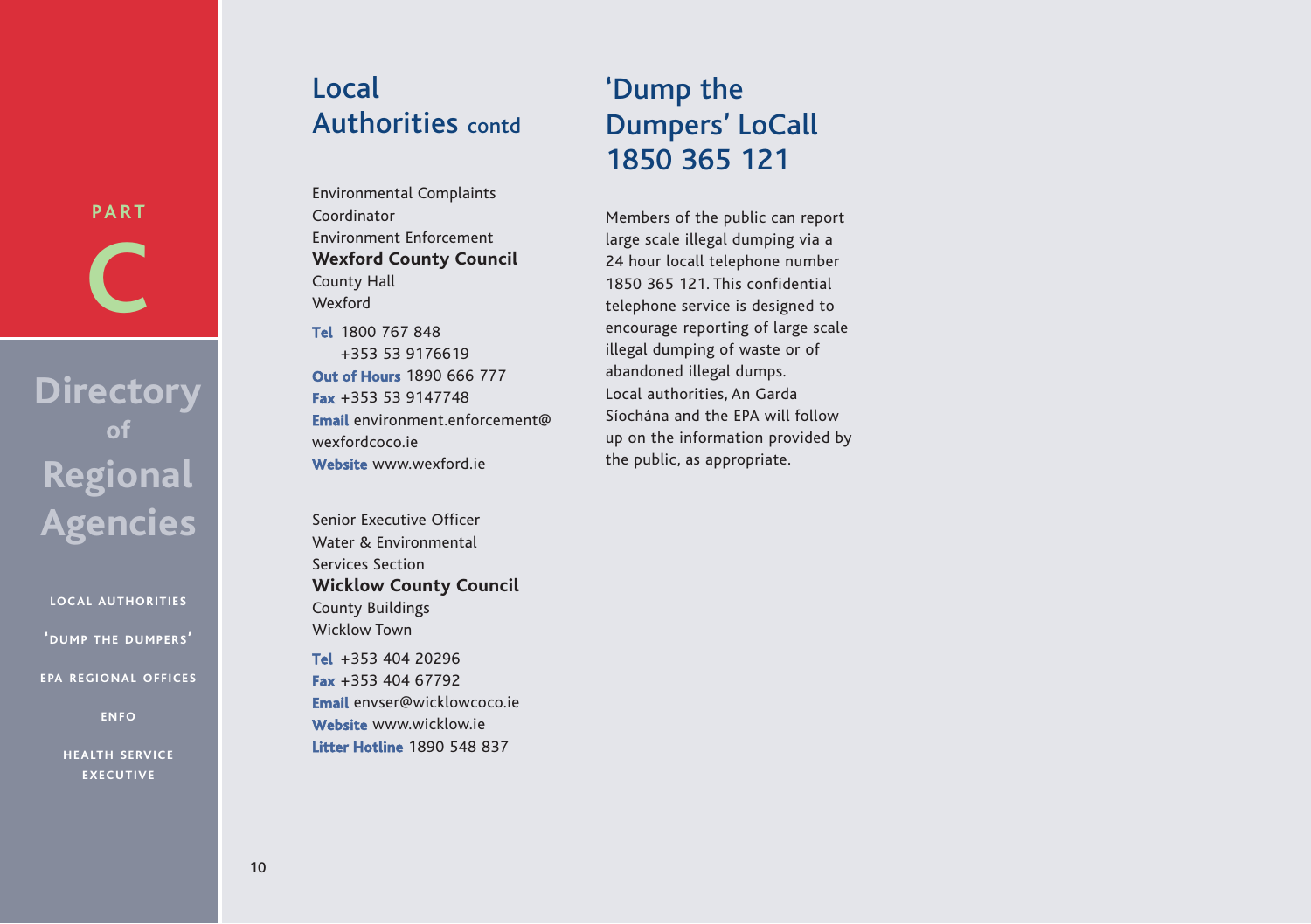# Local Authorities contd

Environmental Complaints Coordinator
Environment Enforcement
**Wexford County Council**
County Hall
Wexford

**Tel** 1800 767 848
+353 53 9176619
**Out of Hours** 1890 666 777
**Fax** +353 53 9147748
**Email** environment.enforcement@wexfordcoco.ie
**Website** www.wexford.ie

Senior Executive Officer
Water & Environmental Services Section
**Wicklow County Council**
County Buildings
Wicklow Town

**Tel** +353 404 20296
**Fax** +353 404 67792
**Email** envser@wicklowcoco.ie
**Website** www.wicklow.ie
**Litter Hotline** 1890 548 837

# 'Dump the Dumpers' LoCall 1850 365 121

Members of the public can report large scale illegal dumping via a 24 hour locall telephone number 1850 365 121. This confidential telephone service is designed to encourage reporting of large scale illegal dumping of waste or of abandoned illegal dumps.
Local authorities, An Garda Síochána and the EPA will follow up on the information provided by the public, as appropriate.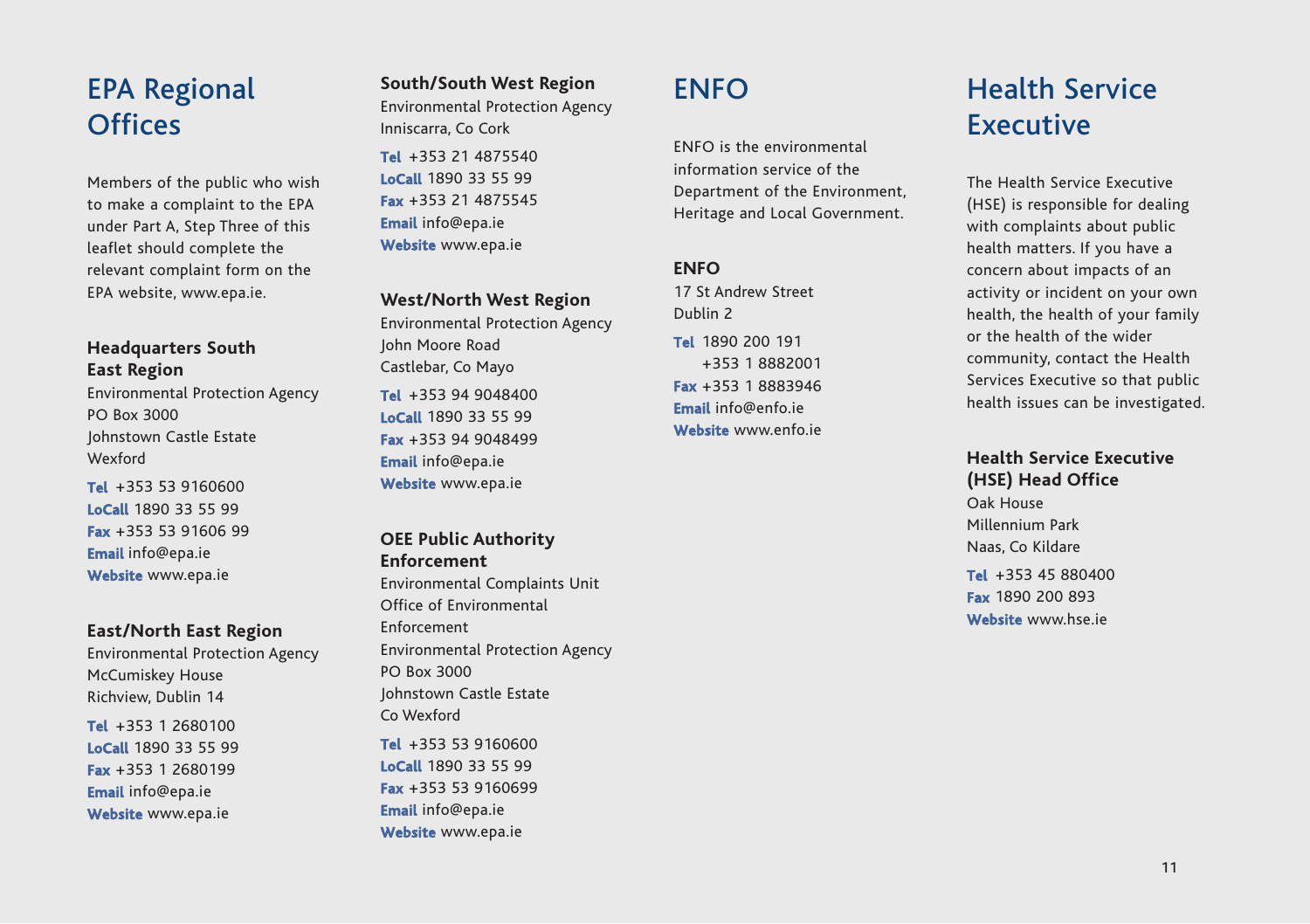# EPA Regional Offices

Members of the public who wish to make a complaint to the EPA under Part A, Step Three of this leaflet should complete the relevant complaint form on the EPA website, www.epa.ie.

### Headquarters South East Region

Environmental Protection Agency
PO Box 3000
Johnstown Castle Estate
Wexford

**Tel** +353 53 9160600
**LoCall** 1890 33 55 99
**Fax** +353 53 91606 99
**Email** info@epa.ie
**Website** www.epa.ie

### East/North East Region

Environmental Protection Agency
McCumiskey House
Richview, Dublin 14

**Tel** +353 1 2680100
**LoCall** 1890 33 55 99
**Fax** +353 1 2680199
**Email** info@epa.ie
**Website** www.epa.ie

### South/South West Region

Environmental Protection Agency
Inniscarra, Co Cork

**Tel** +353 21 4875540
**LoCall** 1890 33 55 99
**Fax** +353 21 4875545
**Email** info@epa.ie
**Website** www.epa.ie

### West/North West Region

Environmental Protection Agency
John Moore Road
Castlebar, Co Mayo

**Tel** +353 94 9048400
**LoCall** 1890 33 55 99
**Fax** +353 94 9048499
**Email** info@epa.ie
**Website** www.epa.ie

### OEE Public Authority Enforcement

Environmental Complaints Unit
Office of Environmental Enforcement
Environmental Protection Agency
PO Box 3000
Johnstown Castle Estate
Co Wexford

**Tel** +353 53 9160600
**LoCall** 1890 33 55 99
**Fax** +353 53 9160699
**Email** info@epa.ie
**Website** www.epa.ie

# ENFO

ENFO is the environmental information service of the Department of the Environment, Heritage and Local Government.

### ENFO

17 St Andrew Street
Dublin 2

**Tel** 1890 200 191
+353 1 8882001
**Fax** +353 1 8883946
**Email** info@enfo.ie
**Website** www.enfo.ie

# Health Service Executive

The Health Service Executive (HSE) is responsible for dealing with complaints about public health matters. If you have a concern about impacts of an activity or incident on your own health, the health of your family or the health of the wider community, contact the Health Services Executive so that public health issues can be investigated.

### Health Service Executive (HSE) Head Office

Oak House
Millennium Park
Naas, Co Kildare

**Tel** +353 45 880400
**Fax** 1890 200 893
**Website** www.hse.ie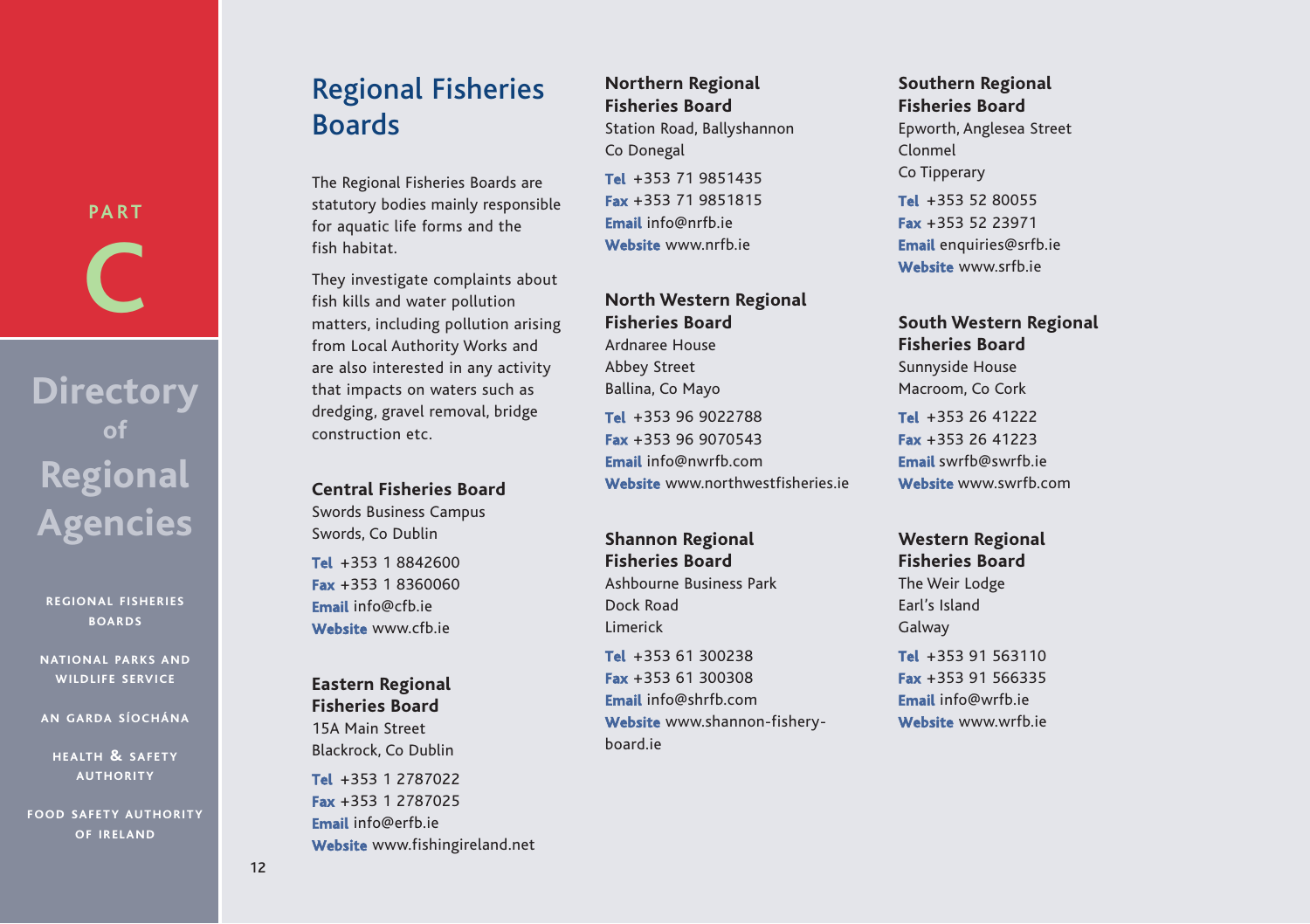PART

C

Directory of Regional Agencies

REGIONAL FISHERIES BOARDS

NATIONAL PARKS AND WILDLIFE SERVICE

AN GARDA SÍOCHÁNA

HEALTH & SAFETY AUTHORITY

FOOD SAFETY AUTHORITY OF IRELAND

# Regional Fisheries Boards

The Regional Fisheries Boards are statutory bodies mainly responsible for aquatic life forms and the fish habitat.

They investigate complaints about fish kills and water pollution matters, including pollution arising from Local Authority Works and are also interested in any activity that impacts on waters such as dredging, gravel removal, bridge construction etc.

**Central Fisheries Board**
Swords Business Campus
Swords, Co Dublin

**Tel** +353 1 8842600
**Fax** +353 1 8360060
**Email** info@cfb.ie
**Website** www.cfb.ie

**Eastern Regional Fisheries Board**
15A Main Street
Blackrock, Co Dublin

**Tel** +353 1 2787022
**Fax** +353 1 2787025
**Email** info@erfb.ie
**Website** www.fishingireland.net

**Northern Regional Fisheries Board**
Station Road, Ballyshannon
Co Donegal

**Tel** +353 71 9851435
**Fax** +353 71 9851815
**Email** info@nrfb.ie
**Website** www.nrfb.ie

**North Western Regional Fisheries Board**
Ardnaree House
Abbey Street
Ballina, Co Mayo

**Tel** +353 96 9022788
**Fax** +353 96 9070543
**Email** info@nwrfb.com
**Website** www.northwestfisheries.ie

**Shannon Regional Fisheries Board**
Ashbourne Business Park
Dock Road
Limerick

**Tel** +353 61 300238
**Fax** +353 61 300308
**Email** info@shrfb.com
**Website** www.shannon-fishery-board.ie

**Southern Regional Fisheries Board**
Epworth, Anglesea Street
Clonmel
Co Tipperary

**Tel** +353 52 80055
**Fax** +353 52 23971
**Email** enquiries@srfb.ie
**Website** www.srfb.ie

**South Western Regional Fisheries Board**
Sunnyside House
Macroom, Co Cork

**Tel** +353 26 41222
**Fax** +353 26 41223
**Email** swrfb@swrfb.ie
**Website** www.swrfb.com

**Western Regional Fisheries Board**
The Weir Lodge
Earl's Island
Galway

**Tel** +353 91 563110
**Fax** +353 91 566335
**Email** info@wrfb.ie
**Website** www.wrfb.ie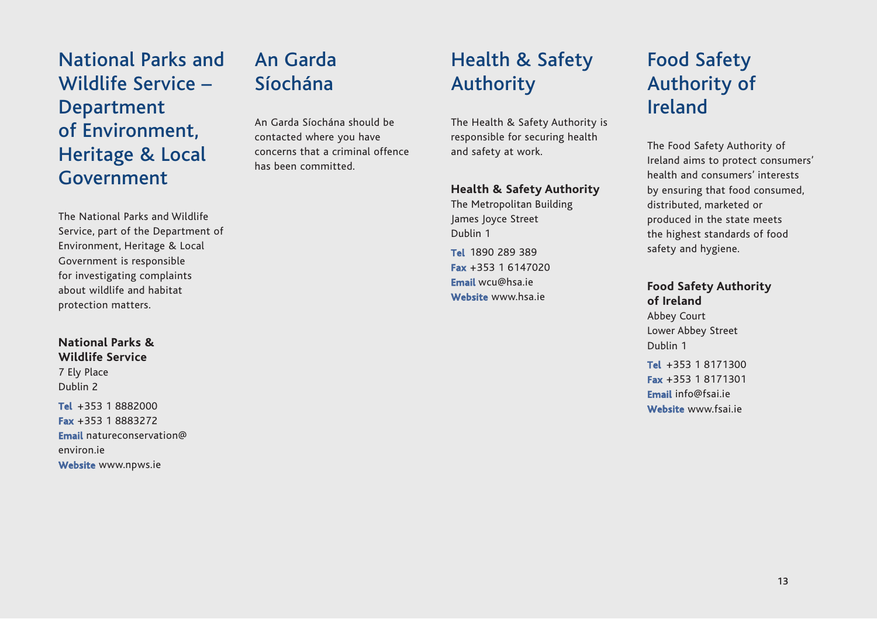## National Parks and Wildlife Service – Department of Environment, Heritage & Local Government

The National Parks and Wildlife Service, part of the Department of Environment, Heritage & Local Government is responsible for investigating complaints about wildlife and habitat protection matters.

**National Parks & Wildlife Service**
7 Ely Place
Dublin 2

**Tel** +353 1 8882000
**Fax** +353 1 8883272
**Email** natureconservation@environ.ie
**Website** www.npws.ie

## An Garda Síochána

An Garda Síochána should be contacted where you have concerns that a criminal offence has been committed.

## Health & Safety Authority

The Health & Safety Authority is responsible for securing health and safety at work.

**Health & Safety Authority**
The Metropolitan Building
James Joyce Street
Dublin 1

**Tel** 1890 289 389
**Fax** +353 1 6147020
**Email** wcu@hsa.ie
**Website** www.hsa.ie

## Food Safety Authority of Ireland

The Food Safety Authority of Ireland aims to protect consumers' health and consumers' interests by ensuring that food consumed, distributed, marketed or produced in the state meets the highest standards of food safety and hygiene.

**Food Safety Authority of Ireland**
Abbey Court
Lower Abbey Street
Dublin 1

**Tel** +353 1 8171300
**Fax** +353 1 8171301
**Email** info@fsai.ie
**Website** www.fsai.ie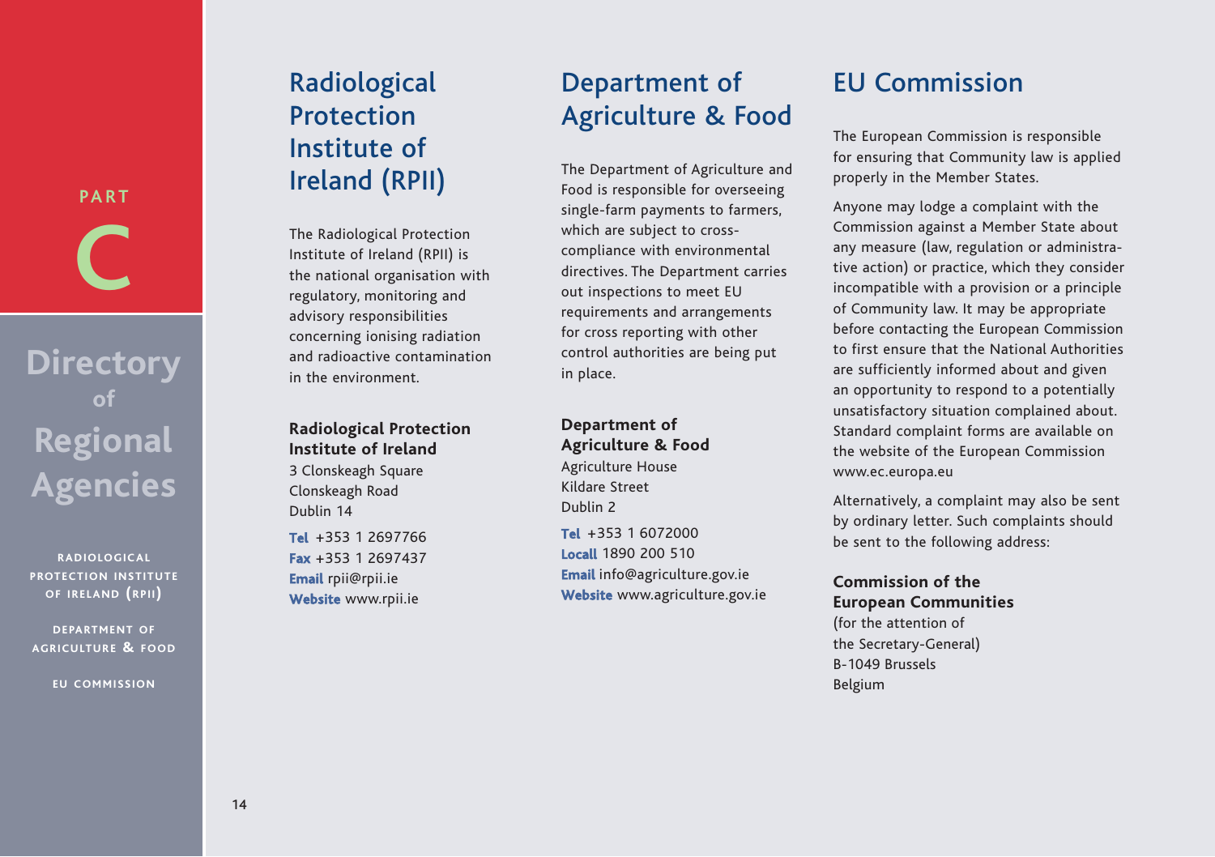PART C

# Directory of Regional Agencies

RADIOLOGICAL PROTECTION INSTITUTE OF IRELAND (RPII)

DEPARTMENT OF AGRICULTURE & FOOD

EU COMMISSION

## Radiological Protection Institute of Ireland (RPII)

The Radiological Protection Institute of Ireland (RPII) is the national organisation with regulatory, monitoring and advisory responsibilities concerning ionising radiation and radioactive contamination in the environment.

**Radiological Protection Institute of Ireland**
3 Clonskeagh Square
Clonskeagh Road
Dublin 14

**Tel** +353 1 2697766
**Fax** +353 1 2697437
**Email** rpii@rpii.ie
**Website** www.rpii.ie

## Department of Agriculture & Food

The Department of Agriculture and Food is responsible for overseeing single-farm payments to farmers, which are subject to cross-compliance with environmental directives. The Department carries out inspections to meet EU requirements and arrangements for cross reporting with other control authorities are being put in place.

**Department of Agriculture & Food**
Agriculture House
Kildare Street
Dublin 2

**Tel** +353 1 6072000
**Locall** 1890 200 510
**Email** info@agriculture.gov.ie
**Website** www.agriculture.gov.ie

## EU Commission

The European Commission is responsible for ensuring that Community law is applied properly in the Member States.

Anyone may lodge a complaint with the Commission against a Member State about any measure (law, regulation or administrative action) or practice, which they consider incompatible with a provision or a principle of Community law. It may be appropriate before contacting the European Commission to first ensure that the National Authorities are sufficiently informed about and given an opportunity to respond to a potentially unsatisfactory situation complained about. Standard complaint forms are available on the website of the European Commission www.ec.europa.eu

Alternatively, a complaint may also be sent by ordinary letter. Such complaints should be sent to the following address:

**Commission of the European Communities**
(for the attention of the Secretary-General)
B-1049 Brussels
Belgium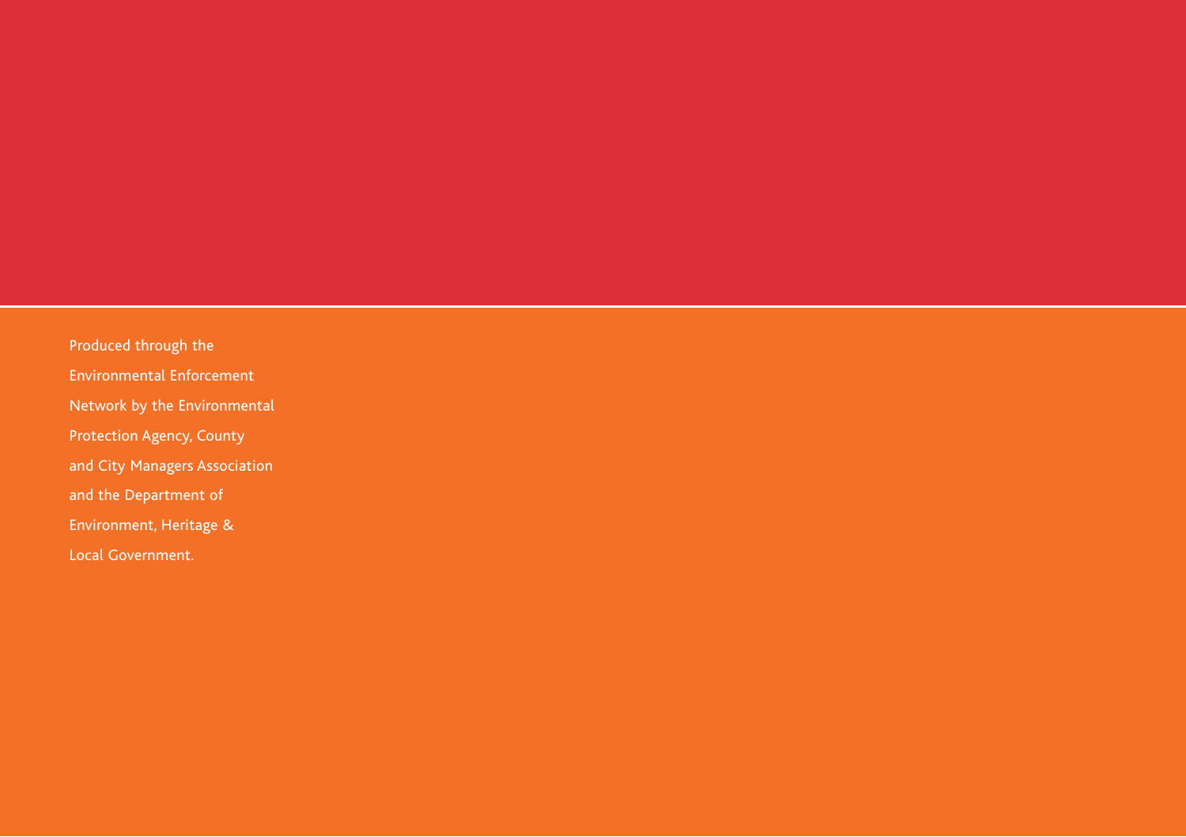Produced through the Environmental Enforcement Network by the Environmental Protection Agency, County and City Managers Association and the Department of Environment, Heritage & Local Government.